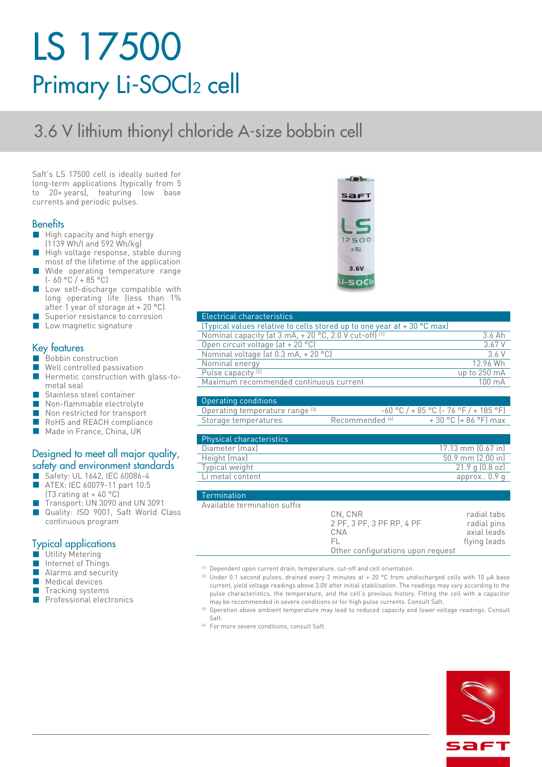# LS 17500

## Primary Li-$SOCl_2$ cell

### 3.6 V lithium thionyl chloride A-size bobbin cell

Saft's LS 17500 cell is ideally suited for long-term applications (typically from 5 to 20+ years), featuring low base currents and periodic pulses.

## Benefits

- High capacity and high energy (1139 Wh/l and 592 Wh/kg)
- High voltage response, stable during most of the lifetime of the application
- Wide operating temperature range (- 60 °C / + 85 °C)
- Low self-discharge compatible with long operating life (less than 1% after 1 year of storage at + 20 °C)
- Superior resistance to corrosion
- Low magnetic signature

## Key features

- Bobbin construction
- Well controlled passivation
- Hermetic construction with glass-to-metal seal
- Stainless steel container
- Non-flammable electrolyte
- Non restricted for transport
- RoHS and REACH compliance
- Made in France, China, UK

## Designed to meet all major quality, safety and environment standards

- Safety: UL 1642, IEC 60086-4
- ATEX: IEC 60079-11 part 10.5 (T3 rating at + 40 °C)
- Transport: UN 3090 and UN 3091
- Quality: ISO 9001, Saft World Class continuous program

## Typical applications

- Utility Metering
- Internet of Things
- Alarms and security
- Medical devices
- Tracking systems
- Professional electronics

| Electrical characteristics | |
|---|---|
| (Typical values relative to cells stored up to one year at + 30 °C max) | |
| Nominal capacity (at 3 mA, + 20 °C, 2.0 V cut-off) [1] | 3.6 Ah |
| Open circuit voltage (at + 20 °C) | 3.67 V |
| Nominal voltage (at 0.3 mA, + 20 °C) | 3.6 V |
| Nominal energy | 12.96 Wh |
| Pulse capacity [2] | up to 250 mA |
| Maximum recommended continuous current | 100 mA |

| Operating conditions | | |
|---|---|---|
| Operating temperature range [3] | | -60 °C / + 85 °C (- 76 °F / + 185 °F) |
| Storage temperatures | Recommended [4] | + 30 °C (+ 86 °F) max |

| Physical characteristics | |
|---|---|
| Diameter (max) | 17.13 mm (0.67 in) |
| Height (max) | 50.9 mm (2.00 in) |
| Typical weight | 21.9 g (0.8 oz) |
| Li metal content | approx.. 0.9 g |

| Termination | | |
|---|---|---|
| Available termination suffix | | |
| | CN, CNR | radial tabs |
| | 2 PF, 3 PF, 3 PF RP, 4 PF | radial pins |
| | CNA | axial leads |
| | FL | flying leads |
| | Other configurations upon request | |

[1] Dependent upon current drain, temperature, cut-off and cell orientation.

[2] Under 0.1 second pulses, drained every 2 minutes at + 20 °C from undischarged cells with 10 µA base current, yield voltage readings above 3.0V after initial stabilisation. The readings may vary according to the pulse characteristics, the temperature, and the cell's previous history. Fitting the cell with a capacitor may be recommended in severe conditions or for high pulse currents. Consult Saft.

[3] Operation above ambient temperature may lead to reduced capacity and lower voltage readings. Consult Saft.

[4] For more severe conditions, consult Saft.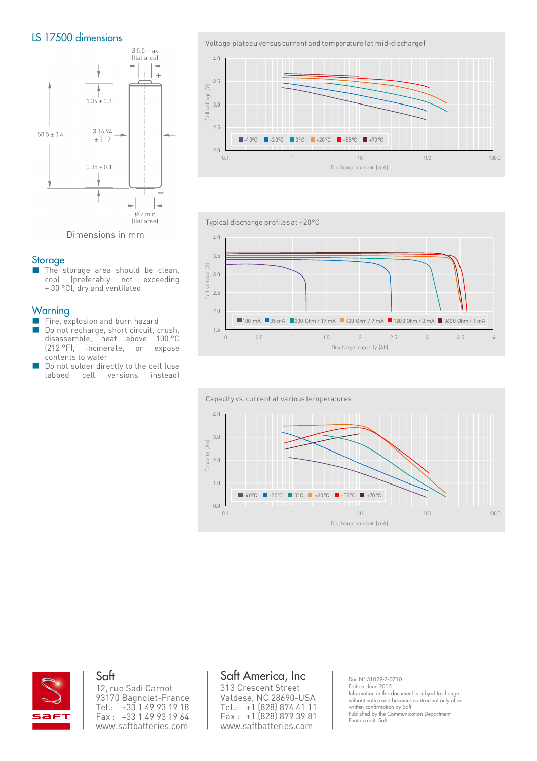## LS 17500 dimensions

Ø 5.5 max
(flat area)

+

1.36 ± 0.3

50.5 ± 0.4

Ø 16.94
± 0.19

0.35 ± 0.1

–

Ø 7 min
(flat area)

Dimensions in mm

## Storage

- The storage area should be clean, cool (preferably not exceeding + 30 °C), dry and ventilated

## Warning

- Fire, explosion and burn hazard
- Do not recharge, short circuit, crush, disassemble, heat above 100 °C (212 °F), incinerate, or expose contents to water
- Do not solder directly to the cell (use tabbed cell versions instead)

### Voltage plateau versus current and temperature (at mid-discharge)

Cell voltage (V)

4.0
3.5
3.0
2.5
2.0

0.1
1
10
100
1000

Discharge current (mA)

-40°C
-20°C
0°C
+20°C
+55°C
+70°C

### Typical discharge profiles at +20°C

Cell voltage (V)

4.0
3.5
3.0
2.5
2.0
1.5

0
0.5
1
1.5
2
2.5
3
3.5
4

Discharge capacity (Ah)

100 mA
35 mA
200 Ohm / 17 mA
400 Ohm / 9 mA
1200 Ohm / 3 mA
3600 Ohm / 1 mA

### Capacity vs. current at various temperatures

Capacity (Ah)

4.0
3.0
2.0
1.0
0.0

0.1
1
10
100
1000

Discharge current (mA)

-40°C
-20°C
0°C
+20°C
+55°C
+70°C

**Saft**
12, rue Sadi Carnot
93170 Bagnolet-France
Tel.: +33 1 49 93 19 18
Fax : +33 1 49 93 19 64
www.saftbatteries.com

**Saft America, Inc**
313 Crescent Street
Valdese, NC 28690-USA
Tel.: +1 (828) 874 41 11
Fax : +1 (828) 879 39 81
www.saftbatteries.com

Doc N° 31029-2-0710
Edition: June 2015
Information in this document is subject to change without notice and becomes contractual only after written confirmation by Saft.
Published by the Communication Department
Photo credit: Saft